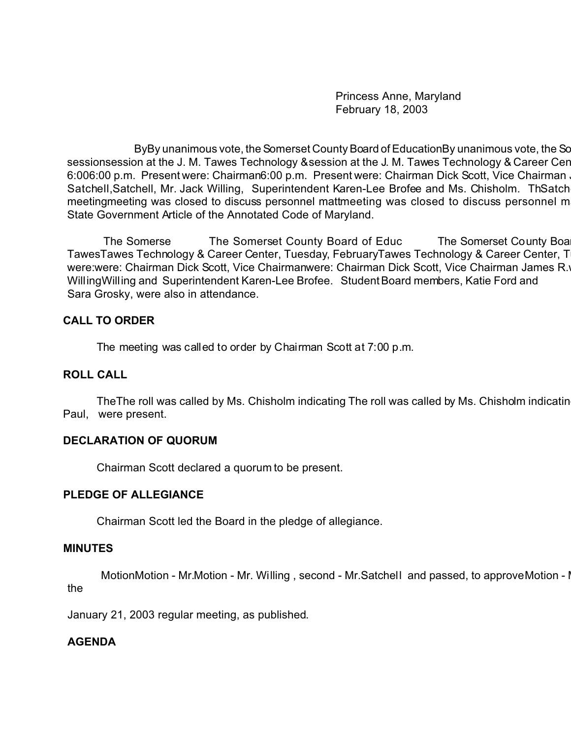Princess Anne, Maryland
February 18, 2003

ByBy unanimous vote, the Somerset County Board of EducationBy unanimous vote, the So sessionsession at the J. M. Tawes Technology &session at the J. M. Tawes Technology & Career Cen 6:006:00 p.m. Present were: Chairman6:00 p.m. Present were: Chairman Dick Scott, Vice Chairman J Satchell,Satchell, Mr. Jack Willing, Superintendent Karen-Lee Brofee and Ms. Chisholm. ThSatch meetingmeeting was closed to discuss personnel mattmeeting was closed to discuss personnel m State Government Article of the Annotated Code of Maryland.

The Somerse The Somerset County Board of Educ The Somerset County Boar TawesTawes Technology & Career Center, Tuesday, FebruaryTawes Technology & Career Center, T were:were: Chairman Dick Scott, Vice Chairmanwere: Chairman Dick Scott, Vice Chairman James R. WillingWilling and Superintendent Karen-Lee Brofee. Student Board members, Katie Ford and Sara Grosky, were also in attendance.

**CALL TO ORDER**

The meeting was called to order by Chairman Scott at 7:00 p.m.

**ROLL CALL**

TheThe roll was called by Ms. Chisholm indicating The roll was called by Ms. Chisholm indicatin Paul, were present.

**DECLARATION OF QUORUM**

Chairman Scott declared a quorum to be present.

**PLEDGE OF ALLEGIANCE**

Chairman Scott led the Board in the pledge of allegiance.

**MINUTES**

MotionMotion - Mr.Motion - Mr. Willing , second - Mr.Satchell and passed, to approveMotion - M the

January 21, 2003 regular meeting, as published.

**AGENDA**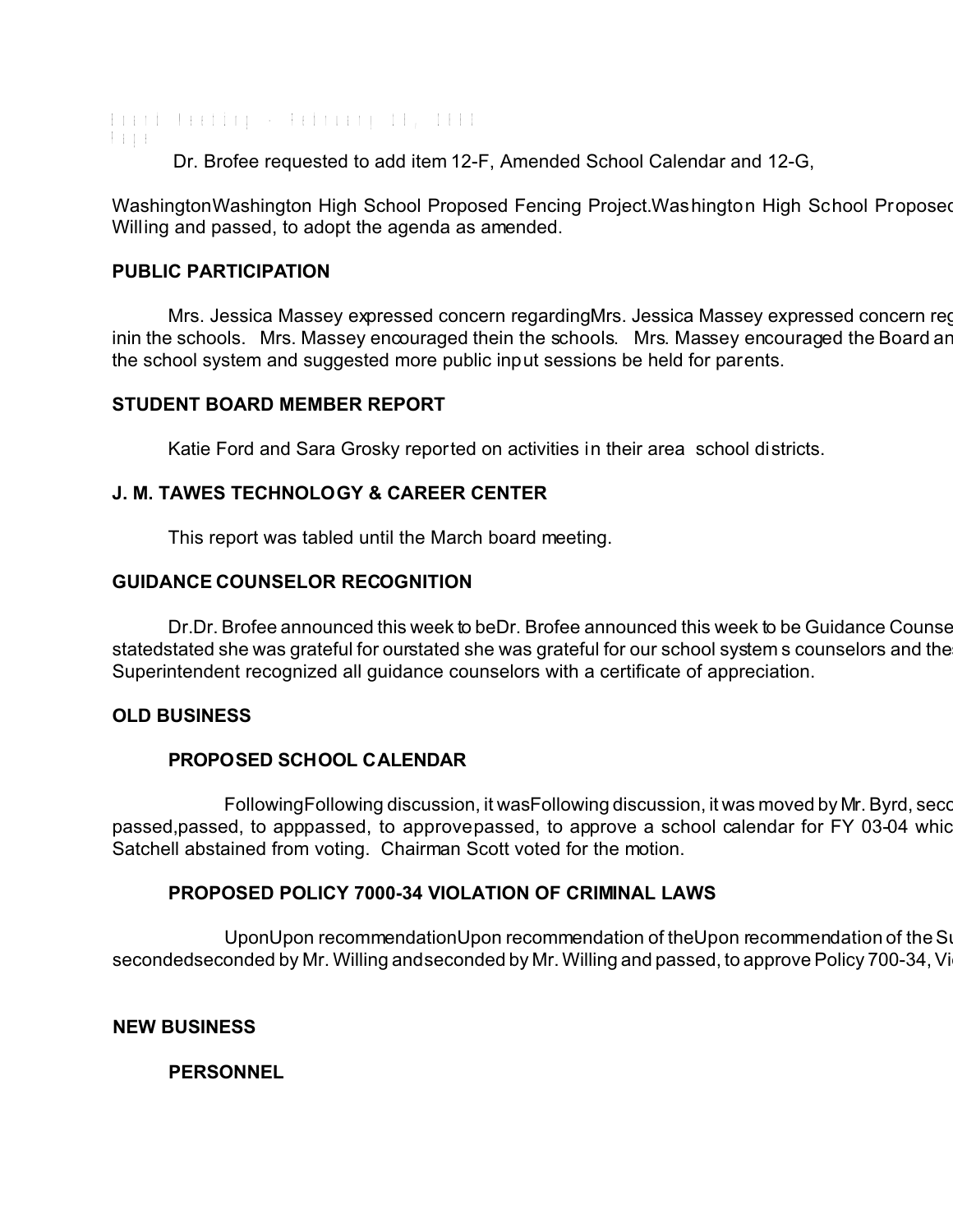Dr. Brofee requested to add item 12-F, Amended School Calendar and 12-G,

WashingtonWashington High School Proposed Fencing Project.Washington High School Proposed Willing and passed, to adopt the agenda as amended.

## PUBLIC PARTICIPATION

Mrs. Jessica Massey expressed concern regardingMrs. Jessica Massey expressed concern reg inin the schools. Mrs. Massey encouraged thein the schools. Mrs. Massey encouraged the Board an the school system and suggested more public input sessions be held for parents.

## STUDENT BOARD MEMBER REPORT

Katie Ford and Sara Grosky reported on activities in their area school districts.

## J. M. TAWES TECHNOLOGY & CAREER CENTER

This report was tabled until the March board meeting.

## GUIDANCE COUNSELOR RECOGNITION

Dr.Dr. Brofee announced this week to beDr. Brofee announced this week to be Guidance Counse statedstated she was grateful for ourstated she was grateful for our school system s counselors and the Superintendent recognized all guidance counselors with a certificate of appreciation.

## OLD BUSINESS

### PROPOSED SCHOOL CALENDAR

FollowingFollowing discussion, it wasFollowing discussion, it was moved by Mr. Byrd, seco passed,passed, to apppassed, to approvepassed, to approve a school calendar for FY 03-04 whic Satchell abstained from voting. Chairman Scott voted for the motion.

### PROPOSED POLICY 7000-34 VIOLATION OF CRIMINAL LAWS

UponUpon recommendationUpon recommendation of theUpon recommendation of the Su secondedseconded by Mr. Willing andseconded by Mr. Willing and passed, to approve Policy 700-34, Vi

## NEW BUSINESS

### PERSONNEL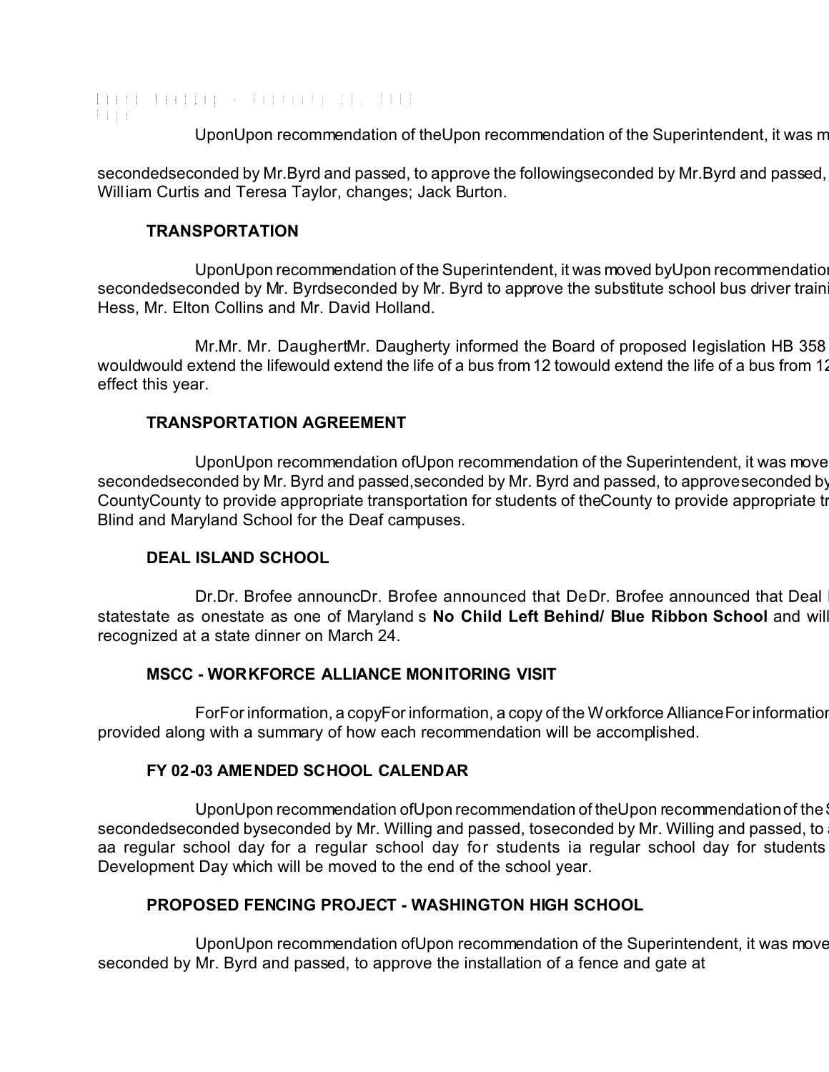UponUpon recommendation of theUpon recommendation of the Superintendent, it was m

secondedseconded by Mr.Byrd and passed, to approve the followingseconded by Mr.Byrd and passed, William Curtis and Teresa Taylor, changes; Jack Burton.

**TRANSPORTATION**

UponUpon recommendation of the Superintendent, it was moved byUpon recommendation secondedseconded by Mr. Byrdseconded by Mr. Byrd to approve the substitute school bus driver traini Hess, Mr. Elton Collins and Mr. David Holland.

Mr.Mr. Mr. DaughertMr. Daugherty informed the Board of proposed legislation HB 358 wouldwould extend the lifewould extend the life of a bus from 12 towould extend the life of a bus from 12 effect this year.

**TRANSPORTATION AGREEMENT**

UponUpon recommendation ofUpon recommendation of the Superintendent, it was move secondedseconded by Mr. Byrd and passed,seconded by Mr. Byrd and passed, to approveseconded by CountyCounty to provide appropriate transportation for students of theCounty to provide appropriate tr Blind and Maryland School for the Deaf campuses.

**DEAL ISLAND SCHOOL**

Dr.Dr. Brofee announcDr. Brofee announced that DeDr. Brofee announced that Deal statestate as onestate as one of Maryland s **No Child Left Behind/ Blue Ribbon School** and will recognized at a state dinner on March 24.

**MSCC - WORKFORCE ALLIANCE MONITORING VISIT**

ForFor information, a copyFor information, a copy of the Workforce AllianceFor information provided along with a summary of how each recommendation will be accomplished.

**FY 02-03 AMENDED SCHOOL CALENDAR**

UponUpon recommendation ofUpon recommendation of theUpon recommendation of the secondedseconded byseconded by Mr. Willing and passed, toseconded by Mr. Willing and passed, to aa regular school day for a regular school day for students ia regular school day for students Development Day which will be moved to the end of the school year.

**PROPOSED FENCING PROJECT - WASHINGTON HIGH SCHOOL**

UponUpon recommendation ofUpon recommendation of the Superintendent, it was move seconded by Mr. Byrd and passed, to approve the installation of a fence and gate at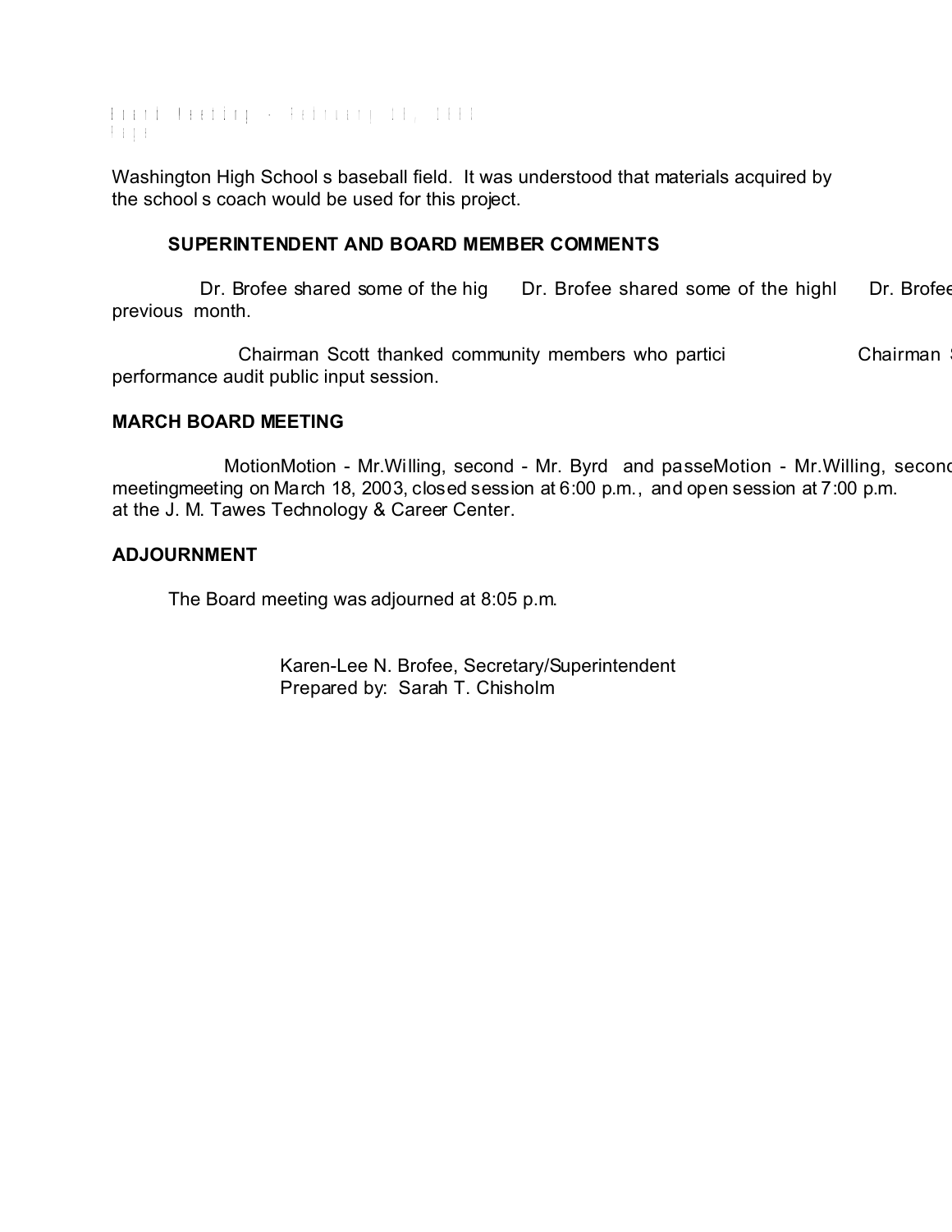Washington High School s baseball field. It was understood that materials acquired by the school s coach would be used for this project.

**SUPERINTENDENT AND BOARD MEMBER COMMENTS**

Dr. Brofee shared some of the hig Dr. Brofee shared some of the highl Dr. Brofee previous month.

Chairman Scott thanked community members who partici Chairman performance audit public input session.

**MARCH BOARD MEETING**

MotionMotion - Mr.Willing, second - Mr. Byrd and passeMotion - Mr.Willing, second meetingmeeting on March 18, 2003, closed session at 6:00 p.m., and open session at 7:00 p.m. at the J. M. Tawes Technology & Career Center.

**ADJOURNMENT**

The Board meeting was adjourned at 8:05 p.m.

Karen-Lee N. Brofee, Secretary/Superintendent
Prepared by: Sarah T. Chisholm